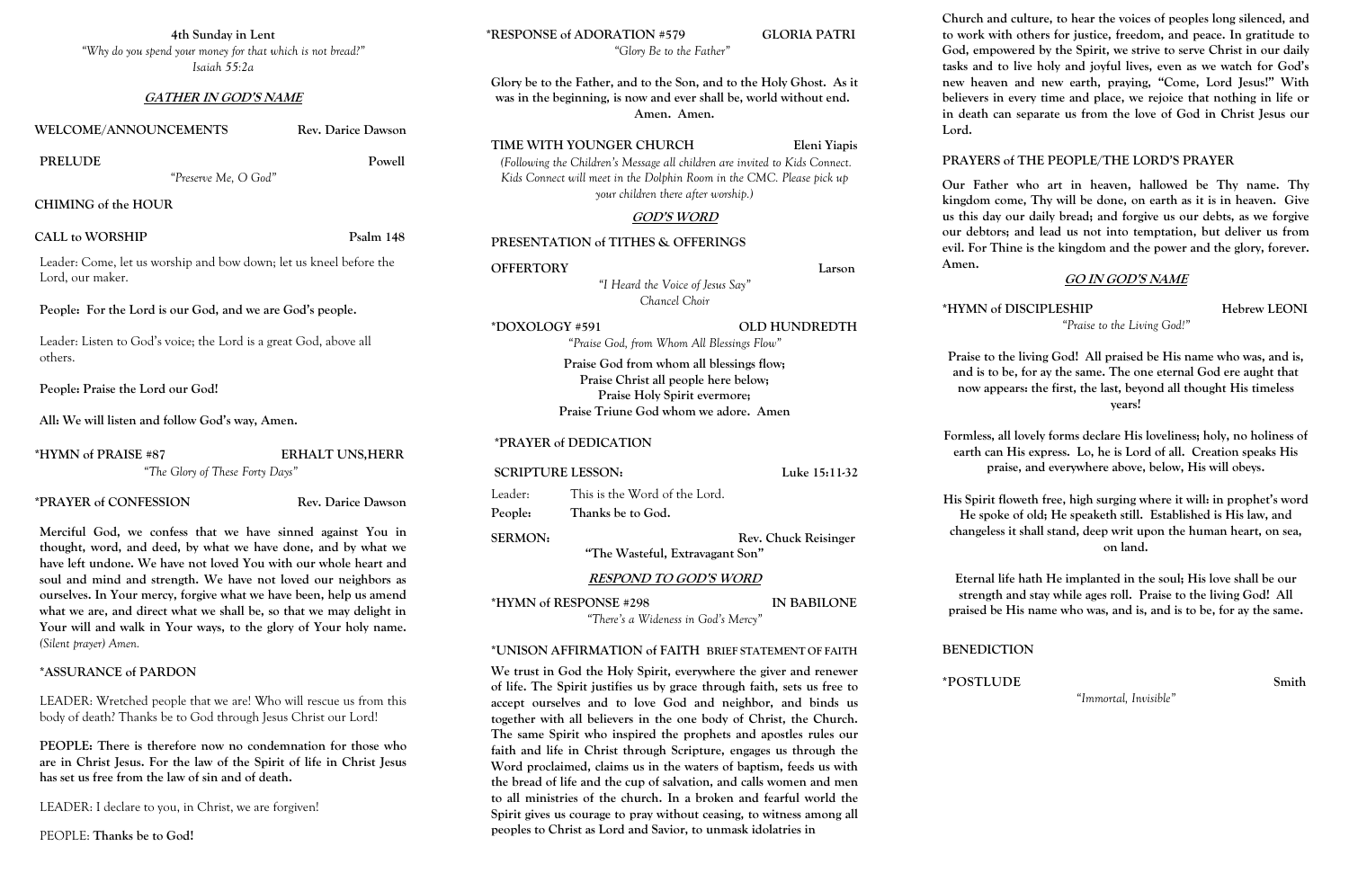**4th Sunday in Lent**

*"Why do you spend your money for that which is not bread?"*
*Isaiah 55:2a*

## GATHER IN GOD'S NAME

**WELCOME/ANNOUNCEMENTS** Rev. Darice Dawson

**PRELUDE** Powell

*"Preserve Me, O God"*

**CHIMING of the HOUR**

**CALL to WORSHIP** Psalm 148

Leader: Come, let us worship and bow down; let us kneel before the Lord, our maker.

**People: For the Lord is our God, and we are God's people.**

Leader: Listen to God's voice; the Lord is a great God, above all others.

**People: Praise the Lord our God!**

**All: We will listen and follow God's way, Amen.**

**\*HYMN of PRAISE #87** ERHALT UNS,HERR

*"The Glory of These Forty Days"*

**\*PRAYER of CONFESSION** Rev. Darice Dawson

**Merciful God, we confess that we have sinned against You in thought, word, and deed, by what we have done, and by what we have left undone. We have not loved You with our whole heart and soul and mind and strength. We have not loved our neighbors as ourselves. In Your mercy, forgive what we have been, help us amend what we are, and direct what we shall be, so that we may delight in Your will and walk in Your ways, to the glory of Your holy name.** *(Silent prayer) Amen.*

**\*ASSURANCE of PARDON**

LEADER: Wretched people that we are! Who will rescue us from this body of death? Thanks be to God through Jesus Christ our Lord!

**PEOPLE: There is therefore now no condemnation for those who are in Christ Jesus. For the law of the Spirit of life in Christ Jesus has set us free from the law of sin and of death.**

LEADER: I declare to you, in Christ, we are forgiven!

PEOPLE: **Thanks be to God!**

**\*RESPONSE of ADORATION #579** GLORIA PATRI

*"Glory Be to the Father"*

**Glory be to the Father, and to the Son, and to the Holy Ghost. As it was in the beginning, is now and ever shall be, world without end. Amen. Amen.**

**TIME WITH YOUNGER CHURCH** Eleni Yiapis

*(Following the Children's Message all children are invited to Kids Connect. Kids Connect will meet in the Dolphin Room in the CMC. Please pick up your children there after worship.)*

## GOD'S WORD

**PRESENTATION of TITHES & OFFERINGS**

**OFFERTORY** Larson

*"I Heard the Voice of Jesus Say"*
*Chancel Choir*

**\*DOXOLOGY #591** OLD HUNDREDTH

*"Praise God, from Whom All Blessings Flow"*

**Praise God from whom all blessings flow;**
**Praise Christ all people here below;**
**Praise Holy Spirit evermore;**
**Praise Triune God whom we adore. Amen**

**\*PRAYER of DEDICATION**

**SCRIPTURE LESSON:** Luke 15:11-32

Leader: This is the Word of the Lord.

**People: Thanks be to God.**

**SERMON:** Rev. Chuck Reisinger

**"The Wasteful, Extravagant Son"**

## RESPOND TO GOD'S WORD

**\*HYMN of RESPONSE #298** IN BABILONE

*"There's a Wideness in God's Mercy"*

**\*UNISON AFFIRMATION of FAITH** BRIEF STATEMENT OF FAITH

**We trust in God the Holy Spirit, everywhere the giver and renewer of life. The Spirit justifies us by grace through faith, sets us free to accept ourselves and to love God and neighbor, and binds us together with all believers in the one body of Christ, the Church. The same Spirit who inspired the prophets and apostles rules our faith and life in Christ through Scripture, engages us through the Word proclaimed, claims us in the waters of baptism, feeds us with the bread of life and the cup of salvation, and calls women and men to all ministries of the church. In a broken and fearful world the Spirit gives us courage to pray without ceasing, to witness among all peoples to Christ as Lord and Savior, to unmask idolatries in Church and culture, to hear the voices of peoples long silenced, and to work with others for justice, freedom, and peace. In gratitude to God, empowered by the Spirit, we strive to serve Christ in our daily tasks and to live holy and joyful lives, even as we watch for God's new heaven and new earth, praying, "Come, Lord Jesus!" With believers in every time and place, we rejoice that nothing in life or in death can separate us from the love of God in Christ Jesus our Lord.**

**PRAYERS of THE PEOPLE/THE LORD'S PRAYER**

**Our Father who art in heaven, hallowed be Thy name. Thy kingdom come, Thy will be done, on earth as it is in heaven. Give us this day our daily bread; and forgive us our debts, as we forgive our debtors; and lead us not into temptation, but deliver us from evil. For Thine is the kingdom and the power and the glory, forever. Amen.**

## GO IN GOD'S NAME

**\*HYMN of DISCIPLESHIP** Hebrew LEONI

*"Praise to the Living God!"*

**Praise to the living God! All praised be His name who was, and is, and is to be, for ay the same. The one eternal God ere aught that now appears: the first, the last, beyond all thought His timeless years!**

**Formless, all lovely forms declare His loveliness; holy, no holiness of earth can His express. Lo, he is Lord of all. Creation speaks His praise, and everywhere above, below, His will obeys.**

**His Spirit floweth free, high surging where it will: in prophet's word He spoke of old; He speaketh still. Established is His law, and changeless it shall stand, deep writ upon the human heart, on sea, on land.**

**Eternal life hath He implanted in the soul; His love shall be our strength and stay while ages roll. Praise to the living God! All praised be His name who was, and is, and is to be, for ay the same.**

**BENEDICTION**

**\*POSTLUDE** Smith

*"Immortal, Invisible"*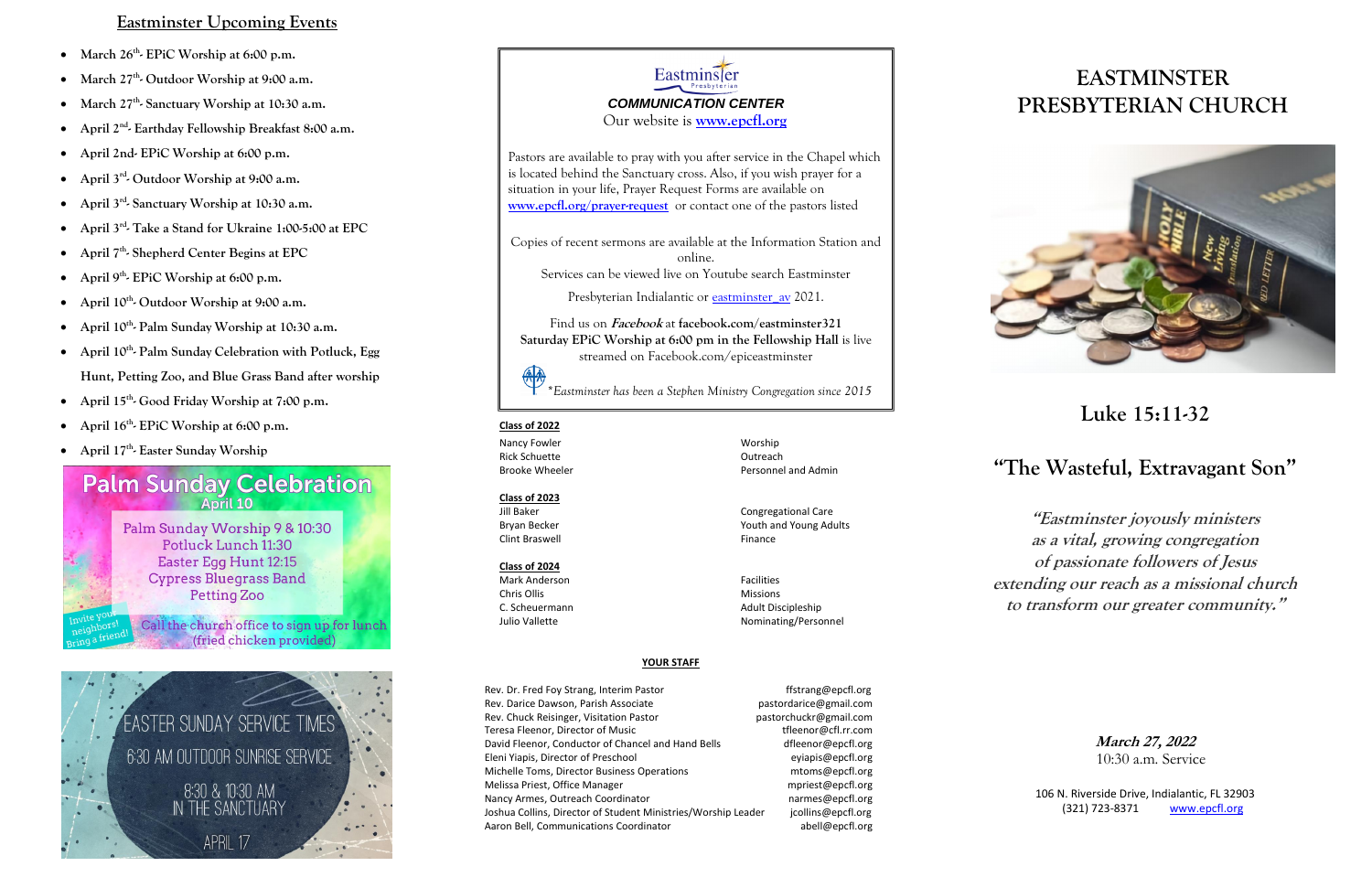## Eastminster Upcoming Events

- March 26th- EPiC Worship at 6:00 p.m.
- March 27th- Outdoor Worship at 9:00 a.m.
- March 27th- Sanctuary Worship at 10:30 a.m.
- April 2nd- Earthday Fellowship Breakfast 8:00 a.m.
- April 2nd- EPiC Worship at 6:00 p.m.
- April 3rd- Outdoor Worship at 9:00 a.m.
- April 3rd- Sanctuary Worship at 10:30 a.m.
- April 3rd- Take a Stand for Ukraine 1:00-5:00 at EPC
- April 7th- Shepherd Center Begins at EPC
- April 9th- EPiC Worship at 6:00 p.m.
- April 10th- Outdoor Worship at 9:00 a.m.
- April 10th- Palm Sunday Worship at 10:30 a.m.
- April 10th- Palm Sunday Celebration with Potluck, Egg Hunt, Petting Zoo, and Blue Grass Band after worship
- April 15th- Good Friday Worship at 7:00 p.m.
- April 16th- EPiC Worship at 6:00 p.m.
- April 17th- Easter Sunday Worship

**Palm Sunday Celebration**
April 10

Palm Sunday Worship 9 & 10:30
Potluck Lunch 11:30
Easter Egg Hunt 12:15
Cypress Bluegrass Band
Petting Zoo

Invite your neighbors! Bring a friend!

Call the church office to sign up for lunch (fried chicken provided)

EASTER SUNDAY SERVICE TIMES
6:30 AM OUTDOOR SUNRISE SERVICE
8:30 & 10:30 AM IN THE SANCTUARY
APRIL 17

Eastminster Presbyterian

***COMMUNICATION CENTER***

Our website is **www.epcfl.org**

Pastors are available to pray with you after service in the Chapel which is located behind the Sanctuary cross. Also, if you wish prayer for a situation in your life, Prayer Request Forms are available on **www.epcfl.org/prayer-request** or contact one of the pastors listed

Copies of recent sermons are available at the Information Station and online.
Services can be viewed live on Youtube search Eastminster

Presbyterian Indialantic or eastminster_av 2021.

Find us on ***Facebook*** at **facebook.com/eastminster321**
**Saturday EPiC Worship at 6:00 pm in the Fellowship Hall** is live streamed on Facebook.com/epiceastminster

*\*Eastminster has been a Stephen Ministry Congregation since 2015*

**Class of 2022**

| | |
|---|---|
| Nancy Fowler | Worship |
| Rick Schuette | Outreach |
| Brooke Wheeler | Personnel and Admin |

**Class of 2023**

| | |
|---|---|
| Jill Baker | Congregational Care |
| Bryan Becker | Youth and Young Adults |
| Clint Braswell | Finance |

**Class of 2024**

| | |
|---|---|
| Mark Anderson | Facilities |
| Chris Ollis | Missions |
| C. Scheuermann | Adult Discipleship |
| Julio Vallette | Nominating/Personnel |

**YOUR STAFF**

| | |
|---|---|
| Rev. Dr. Fred Foy Strang, Interim Pastor | ffstrang@epcfl.org |
| Rev. Darice Dawson, Parish Associate | pastordarice@gmail.com |
| Rev. Chuck Reisinger, Visitation Pastor | pastorchuckr@gmail.com |
| Teresa Fleenor, Director of Music | tfleenor@cfl.rr.com |
| David Fleenor, Conductor of Chancel and Hand Bells | dfleenor@epcfl.org |
| Eleni Yiapis, Director of Preschool | eyiapis@epcfl.org |
| Michelle Toms, Director Business Operations | mtoms@epcfl.org |
| Melissa Priest, Office Manager | mpriest@epcfl.org |
| Nancy Armes, Outreach Coordinator | narmes@epcfl.org |
| Joshua Collins, Director of Student Ministries/Worship Leader | jcollins@epcfl.org |
| Aaron Bell, Communications Coordinator | abell@epcfl.org |

# EASTMINSTER PRESBYTERIAN CHURCH

## Luke 15:11-32

## "The Wasteful, Extravagant Son"

***"Eastminster joyously ministers as a vital, growing congregation of passionate followers of Jesus extending our reach as a missional church to transform our greater community."***

***March 27, 2022***
10:30 a.m. Service

106 N. Riverside Drive, Indialantic, FL 32903
(321) 723-8371 www.epcfl.org